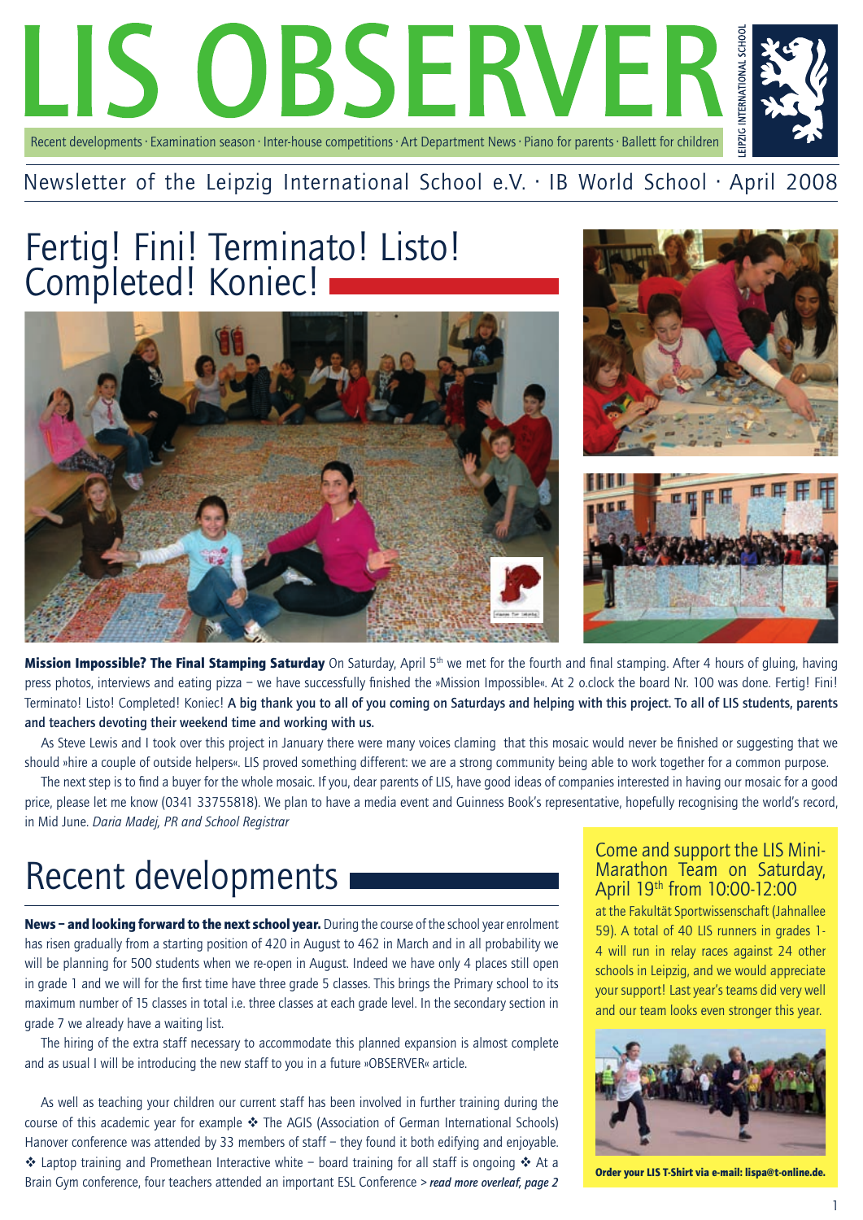# LIS OBSERVER

Recent developments · Examination season · Inter-house competitions · Art Department News · Piano for parents · Ballett for children

LEIPZIG INTERNATIONAL SCHOOL

Newsletter of the Leipzig International School e.V. · IB World School · April 2008

## Fertig! Fini! Terminato! Listo! Completed! Koniec!

**Mission Impossible? The Final Stamping Saturday** On Saturday, April 5th we met for the fourth and final stamping. After 4 hours of gluing, having press photos, interviews and eating pizza – we have successfully finished the »Mission Impossible«. At 2 o.clock the board Nr. 100 was done. Fertig! Fini! Terminato! Listo! Completed! Koniec! **A big thank you to all of you coming on Saturdays and helping with this project. To all of LIS students, parents and teachers devoting their weekend time and working with us.**

As Steve Lewis and I took over this project in January there were many voices claming that this mosaic would never be finished or suggesting that we should »hire a couple of outside helpers«. LIS proved something different: we are a strong community being able to work together for a common purpose.

The next step is to find a buyer for the whole mosaic. If you, dear parents of LIS, have good ideas of companies interested in having our mosaic for a good price, please let me know (0341 33755818). We plan to have a media event and Guinness Book's representative, hopefully recognising the world's record, in Mid June. *Daria Madej, PR and School Registrar*

## Recent developments

**News – and looking forward to the next school year.** During the course of the school year enrolment has risen gradually from a starting position of 420 in August to 462 in March and in all probability we will be planning for 500 students when we re-open in August. Indeed we have only 4 places still open in grade 1 and we will for the first time have three grade 5 classes. This brings the Primary school to its maximum number of 15 classes in total i.e. three classes at each grade level. In the secondary section in grade 7 we already have a waiting list.

The hiring of the extra staff necessary to accommodate this planned expansion is almost complete and as usual I will be introducing the new staff to you in a future »OBSERVER« article.

As well as teaching your children our current staff has been involved in further training during the course of this academic year for example ❖ The AGIS (Association of German International Schools) Hanover conference was attended by 33 members of staff – they found it both edifying and enjoyable. ❖ Laptop training and Promethean Interactive white – board training for all staff is ongoing ❖ At a Brain Gym conference, four teachers attended an important ESL Conference > *read more overleaf, page 2*

### Come and support the LIS Mini-Marathon Team on Saturday, April 19th from 10:00-12:00

at the Fakultät Sportwissenschaft (Jahnallee 59). A total of 40 LIS runners in grades 1-4 will run in relay races against 24 other schools in Leipzig, and we would appreciate your support! Last year's teams did very well and our team looks even stronger this year.

**Order your LIS T-Shirt via e-mail: lispa@t-online.de.**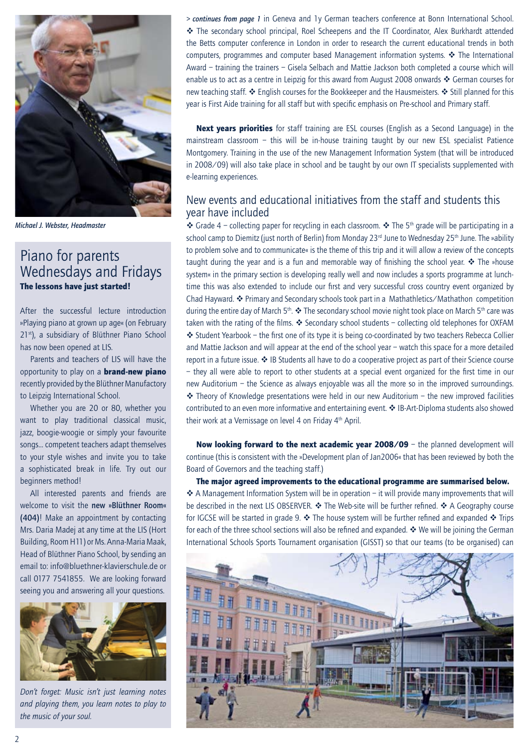*Michael J. Webster, Headmaster*

## Piano for parents Wednesdays and Fridays

**The lessons have just started!**

After the successful lecture introduction »Playing piano at grown up age« (on February 21st), a subsidiary of Blüthner Piano School has now been opened at LIS.

Parents and teachers of LIS will have the opportunity to play on a **brand-new piano** recently provided by the Blüthner Manufactory to Leipzig International School.

Whether you are 20 or 80, whether you want to play traditional classical music, jazz, boogie-woogie or simply your favourite songs... competent teachers adapt themselves to your style wishes and invite you to take a sophisticated break in life. Try out our beginners method!

All interested parents and friends are welcome to visit the **new »Blüthner Room« (404)**! Make an appointment by contacting Mrs. Daria Madej at any time at the LIS (Hort Building, Room H11) or Ms. Anna-Maria Maak, Head of Blüthner Piano School, by sending an email to: info@bluethner-klavierschule.de or call 0177 7541855. We are looking forward seeing you and answering all your questions.

*Don't forget: Music isn't just learning notes and playing them, you learn notes to play to the music of your soul.*

> *continues from page 1* in Geneva and 1y German teachers conference at Bonn International School. ❖ The secondary school principal, Roel Scheepens and the IT Coordinator, Alex Burkhardt attended the Betts computer conference in London in order to research the current educational trends in both computers, programmes and computer based Management information systems. ❖ The International Award – training the trainers – Gisela Selbach and Mattie Jackson both completed a course which will enable us to act as a centre in Leipzig for this award from August 2008 onwards ❖ German courses for new teaching staff. ❖ English courses for the Bookkeeper and the Hausmeisters. ❖ Still planned for this year is First Aide training for all staff but with specific emphasis on Pre-school and Primary staff.

**Next years priorities** for staff training are ESL courses (English as a Second Language) in the mainstream classroom – this will be in-house training taught by our new ESL specialist Patience Montgomery. Training in the use of the new Management Information System (that will be introduced in 2008/09) will also take place in school and be taught by our own IT specialists supplemented with e-learning experiences.

## New events and educational initiatives from the staff and students this year have included

❖ Grade 4 – collecting paper for recycling in each classroom. ❖ The 5th grade will be participating in a school camp to Diemitz (just north of Berlin) from Monday 23rd June to Wednesday 25th June. The »ability to problem solve and to communicate« is the theme of this trip and it will allow a review of the concepts taught during the year and is a fun and memorable way of finishing the school year. ❖ The »house system« in the primary section is developing really well and now includes a sports programme at lunch-time this was also extended to include our first and very successful cross country event organized by Chad Hayward. ❖ Primary and Secondary schools took part in a Mathathletics/Mathathon competition during the entire day of March 5th. ❖ The secondary school movie night took place on March 5th care was taken with the rating of the films. ❖ Secondary school students – collecting old telephones for OXFAM ❖ Student Yearbook – the first one of its type it is being co-coordinated by two teachers Rebecca Collier and Mattie Jackson and will appear at the end of the school year – watch this space for a more detailed report in a future issue. ❖ IB Students all have to do a cooperative project as part of their Science course – they all were able to report to other students at a special event organized for the first time in our new Auditorium – the Science as always enjoyable was all the more so in the improved surroundings. ❖ Theory of Knowledge presentations were held in our new Auditorium – the new improved facilities contributed to an even more informative and entertaining event. ❖ IB-Art-Diploma students also showed their work at a Vernissage on level 4 on Friday 4th April.

**Now looking forward to the next academic year 2008/09** – the planned development will continue (this is consistent with the »Development plan of Jan2006« that has been reviewed by both the Board of Governors and the teaching staff.)

**The major agreed improvements to the educational programme are summarised below.**
❖ A Management Information System will be in operation – it will provide many improvements that will be described in the next LIS OBSERVER. ❖ The Web-site will be further refined. ❖ A Geography course for IGCSE will be started in grade 9. ❖ The house system will be further refined and expanded ❖ Trips for each of the three school sections will also be refined and expanded. ❖ We will be joining the German International Schools Sports Tournament organisation (GISST) so that our teams (to be organised) can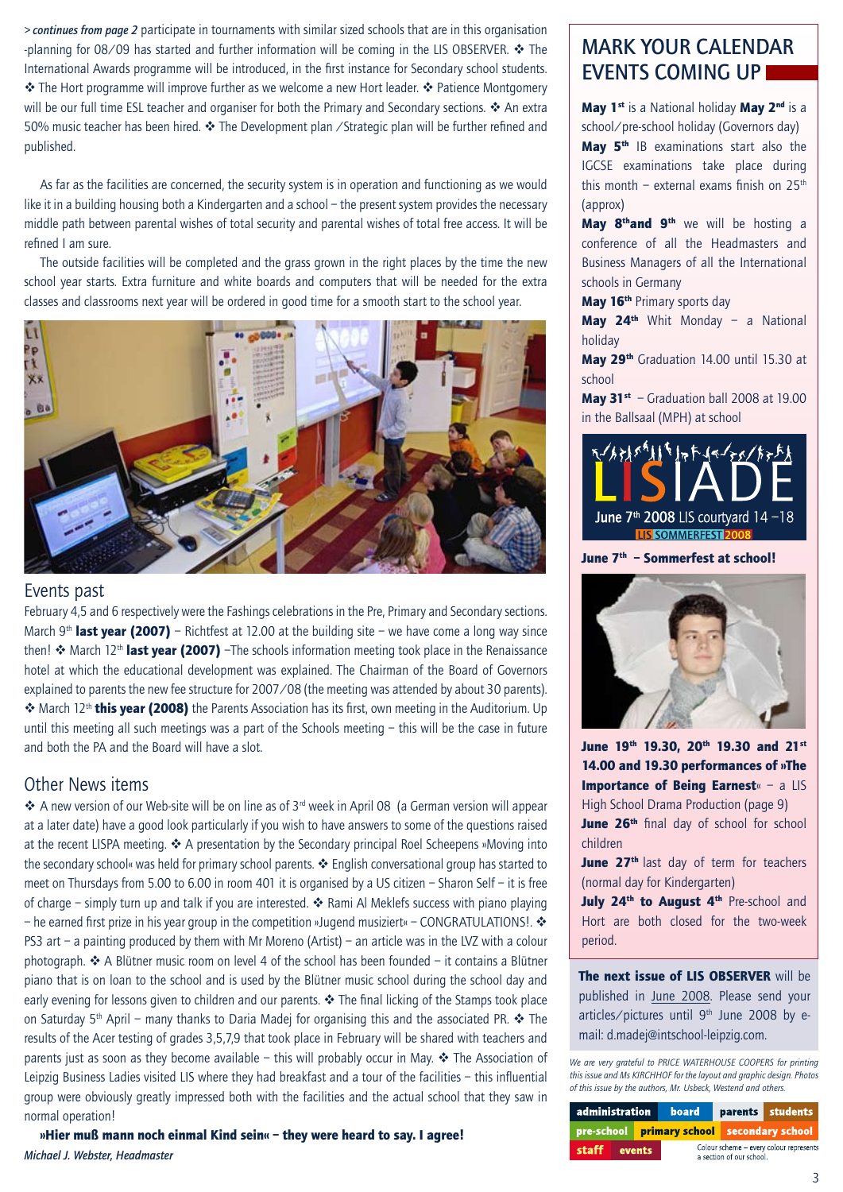> *continues from page 2* participate in tournaments with similar sized schools that are in this organisation -planning for 08/09 has started and further information will be coming in the LIS OBSERVER. ❖ The International Awards programme will be introduced, in the first instance for Secondary school students. ❖ The Hort programme will improve further as we welcome a new Hort leader. ❖ Patience Montgomery will be our full time ESL teacher and organiser for both the Primary and Secondary sections. ❖ An extra 50% music teacher has been hired. ❖ The Development plan /Strategic plan will be further refined and published.

As far as the facilities are concerned, the security system is in operation and functioning as we would like it in a building housing both a Kindergarten and a school – the present system provides the necessary middle path between parental wishes of total security and parental wishes of total free access. It will be refined I am sure.

The outside facilities will be completed and the grass grown in the right places by the time the new school year starts. Extra furniture and white boards and computers that will be needed for the extra classes and classrooms next year will be ordered in good time for a smooth start to the school year.

## Events past

February 4,5 and 6 respectively were the Fashings celebrations in the Pre, Primary and Secondary sections. March 9th **last year (2007)** – Richtfest at 12.00 at the building site – we have come a long way since then! ❖ March 12th **last year (2007)** –The schools information meeting took place in the Renaissance hotel at which the educational development was explained. The Chairman of the Board of Governors explained to parents the new fee structure for 2007/08 (the meeting was attended by about 30 parents). ❖ March 12th **this year (2008)** the Parents Association has its first, own meeting in the Auditorium. Up until this meeting all such meetings was a part of the Schools meeting – this will be the case in future and both the PA and the Board will have a slot.

## Other News items

❖ A new version of our Web-site will be on line as of 3rd week in April 08 (a German version will appear at a later date) have a good look particularly if you wish to have answers to some of the questions raised at the recent LISPA meeting. ❖ A presentation by the Secondary principal Roel Scheepens »Moving into the secondary school« was held for primary school parents. ❖ English conversational group has started to meet on Thursdays from 5.00 to 6.00 in room 401 it is organised by a US citizen – Sharon Self – it is free of charge – simply turn up and talk if you are interested. ❖ Rami Al Meklefs success with piano playing – he earned first prize in his year group in the competition »Jugend musiziert« – CONGRATULATIONS!. ❖ PS3 art – a painting produced by them with Mr Moreno (Artist) – an article was in the LVZ with a colour photograph. ❖ A Blütner music room on level 4 of the school has been founded – it contains a Blütner piano that is on loan to the school and is used by the Blütner music school during the school day and early evening for lessons given to children and our parents. ❖ The final licking of the Stamps took place on Saturday 5th April – many thanks to Daria Madej for organising this and the associated PR. ❖ The results of the Acer testing of grades 3,5,7,9 that took place in February will be shared with teachers and parents just as soon as they become available – this will probably occur in May. ❖ The Association of Leipzig Business Ladies visited LIS where they had breakfast and a tour of the facilities – this influential group were obviously greatly impressed both with the facilities and the actual school that they saw in normal operation!

**»Hier muß mann noch einmal Kind sein« – they were heard to say. I agree!**

***Michael J. Webster, Headmaster***

## MARK YOUR CALENDAR EVENTS COMING UP

**May 1st** is a National holiday **May 2nd** is a school/pre-school holiday (Governors day)

**May 5th** IB examinations start also the IGCSE examinations take place during this month – external exams finish on 25th (approx)

**May 8th and 9th** we will be hosting a conference of all the Headmasters and Business Managers of all the International schools in Germany

**May 16th** Primary sports day

**May 24th** Whit Monday – a National holiday

**May 29th** Graduation 14.00 until 15.30 at school

**May 31st** – Graduation ball 2008 at 19.00 in the Ballsaal (MPH) at school

LISIADE
June 7th 2008 LIS courtyard 14 –18
LIS SOMMERFEST 2008

**June 7th – Sommerfest at school!**

**June 19th 19.30, 20th 19.30 and 21st 14.00 and 19.30 performances of »The Importance of Being Earnest«** – a LIS High School Drama Production (page 9)

**June 26th** final day of school for school children

**June 27th** last day of term for teachers (normal day for Kindergarten)

**July 24th to August 4th** Pre-school and Hort are both closed for the two-week period.

**The next issue of LIS OBSERVER** will be published in June 2008. Please send your articles/pictures until 9th June 2008 by e-mail: d.madej@intschool-leipzig.com.

*We are very grateful to PRICE WATERHOUSE COOPERS for printing this issue and Ms KIRCHHOF for the layout and graphic design. Photos of this issue by the authors, Mr. Usbeck, Westend and others.*

administration | board | parents | students | pre-school | primary school | secondary school | staff | events

Colour scheme – every colour represents a section of our school.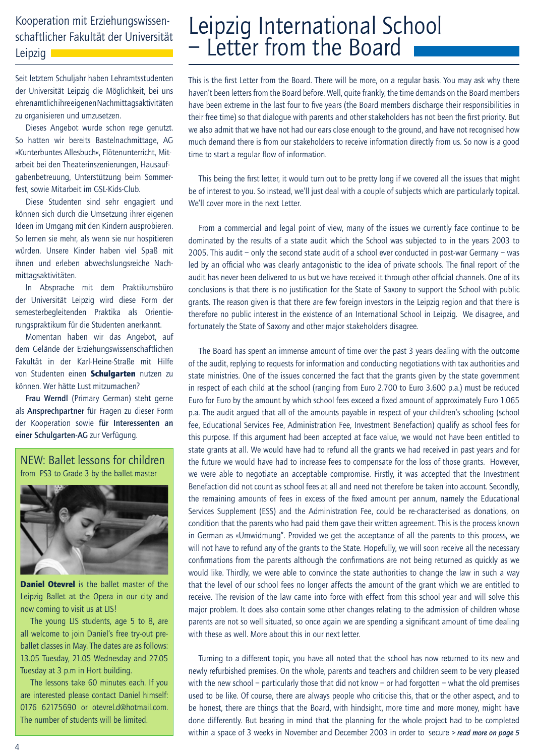## Kooperation mit Erziehungswissenschaftlicher Fakultät der Universität Leipzig

Seit letztem Schuljahr haben Lehramtsstudenten der Universität Leipzig die Möglichkeit, bei uns ehrenamtlich ihre eigenen Nachmittagsaktivitäten zu organisieren und umzusetzen.

Dieses Angebot wurde schon rege genutzt. So hatten wir bereits Bastelnachmittage, AG »Kunterbuntes Allesbuch«, Flötenunterricht, Mitarbeit bei den Theaterinszenierungen, Hausaufgabenbetreuung, Unterstützung beim Sommerfest, sowie Mitarbeit im GSL-Kids-Club.

Diese Studenten sind sehr engagiert und können sich durch die Umsetzung ihrer eigenen Ideen im Umgang mit den Kindern ausprobieren. So lernen sie mehr, als wenn sie nur hospitieren würden. Unsere Kinder haben viel Spaß mit ihnen und erleben abwechslungsreiche Nachmittagsaktivitäten.

In Absprache mit dem Praktikumsbüro der Universität Leipzig wird diese Form der semesterbegleitenden Praktika als Orientierungspraktikum für die Studenten anerkannt.

Momentan haben wir das Angebot, auf dem Gelände der Erziehungswissenschaftlichen Fakultät in der Karl-Heine-Straße mit Hilfe von Studenten einen **Schulgarten** nutzen zu können. Wer hätte Lust mitzumachen?

**Frau Werndl** (Primary German) steht gerne als **Ansprechpartner** für Fragen zu dieser Form der Kooperation sowie **für Interessenten an einer Schulgarten-AG** zur Verfügung.

### NEW: Ballet lessons for children from PS3 to Grade 3 by the ballet master

**Daniel Otevrel** is the ballet master of the Leipzig Ballet at the Opera in our city and now coming to visit us at LIS!

The young LIS students, age 5 to 8, are all welcome to join Daniel's free try-out preballet classes in May. The dates are as follows: 13.05 Tuesday, 21.05 Wednesday and 27.05 Tuesday at 3 p.m in Hort building.

The lessons take 60 minutes each. If you are interested please contact Daniel himself: 0176 62175690 or otevrel.d@hotmail.com. The number of students will be limited.

# Leipzig International School – Letter from the Board

This is the first Letter from the Board. There will be more, on a regular basis. You may ask why there haven't been letters from the Board before. Well, quite frankly, the time demands on the Board members have been extreme in the last four to five years (the Board members discharge their responsibilities in their free time) so that dialogue with parents and other stakeholders has not been the first priority. But we also admit that we have not had our ears close enough to the ground, and have not recognised how much demand there is from our stakeholders to receive information directly from us. So now is a good time to start a regular flow of information.

This being the first letter, it would turn out to be pretty long if we covered all the issues that might be of interest to you. So instead, we'll just deal with a couple of subjects which are particularly topical. We'll cover more in the next Letter.

From a commercial and legal point of view, many of the issues we currently face continue to be dominated by the results of a state audit which the School was subjected to in the years 2003 to 2005. This audit – only the second state audit of a school ever conducted in post-war Germany – was led by an official who was clearly antagonistic to the idea of private schools. The final report of the audit has never been delivered to us but we have received it through other official channels. One of its conclusions is that there is no justification for the State of Saxony to support the School with public grants. The reason given is that there are few foreign investors in the Leipzig region and that there is therefore no public interest in the existence of an International School in Leipzig. We disagree, and fortunately the State of Saxony and other major stakeholders disagree.

The Board has spent an immense amount of time over the past 3 years dealing with the outcome of the audit, replying to requests for information and conducting negotiations with tax authorities and state ministries. One of the issues concerned the fact that the grants given by the state government in respect of each child at the school (ranging from Euro 2.700 to Euro 3.600 p.a.) must be reduced Euro for Euro by the amount by which school fees exceed a fixed amount of approximately Euro 1.065 p.a. The audit argued that all of the amounts payable in respect of your children's schooling (school fee, Educational Services Fee, Administration Fee, Investment Benefaction) qualify as school fees for this purpose. If this argument had been accepted at face value, we would not have been entitled to state grants at all. We would have had to refund all the grants we had received in past years and for the future we would have had to increase fees to compensate for the loss of those grants. However, we were able to negotiate an acceptable compromise. Firstly, it was accepted that the Investment Benefaction did not count as school fees at all and need not therefore be taken into account. Secondly, the remaining amounts of fees in excess of the fixed amount per annum, namely the Educational Services Supplement (ESS) and the Administration Fee, could be re-characterised as donations, on condition that the parents who had paid them gave their written agreement. This is the process known in German as "Umwidmung". Provided we get the acceptance of all the parents to this process, we will not have to refund any of the grants to the State. Hopefully, we will soon receive all the necessary confirmations from the parents although the confirmations are not being returned as quickly as we would like. Thirdly, we were able to convince the state authorities to change the law in such a way that the level of our school fees no longer affects the amount of the grant which we are entitled to receive. The revision of the law came into force with effect from this school year and will solve this major problem. It does also contain some other changes relating to the admission of children whose parents are not so well situated, so once again we are spending a significant amount of time dealing with these as well. More about this in our next letter.

Turning to a different topic, you have all noted that the school has now returned to its new and newly refurbished premises. On the whole, parents and teachers and children seem to be very pleased with the new school – particularly those that did not know – or had forgotten – what the old premises used to be like. Of course, there are always people who criticise this, that or the other aspect, and to be honest, there are things that the Board, with hindsight, more time and more money, might have done differently. But bearing in mind that the planning for the whole project had to be completed within a space of 3 weeks in November and December 2003 in order to secure > ***read more on page 5***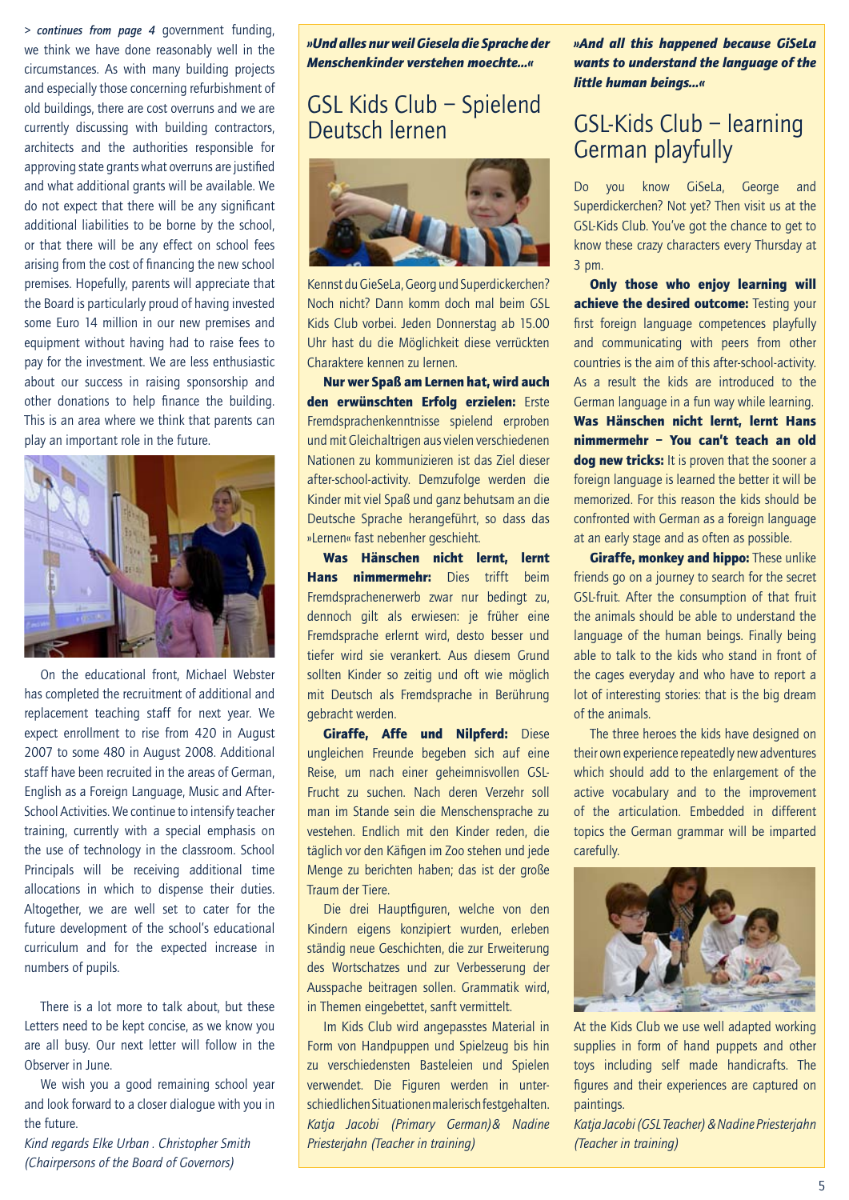> *continues from page 4* government funding, we think we have done reasonably well in the circumstances. As with many building projects and especially those concerning refurbishment of old buildings, there are cost overruns and we are currently discussing with building contractors, architects and the authorities responsible for approving state grants what overruns are justified and what additional grants will be available. We do not expect that there will be any significant additional liabilities to be borne by the school, or that there will be any effect on school fees arising from the cost of financing the new school premises. Hopefully, parents will appreciate that the Board is particularly proud of having invested some Euro 14 million in our new premises and equipment without having had to raise fees to pay for the investment. We are less enthusiastic about our success in raising sponsorship and other donations to help finance the building. This is an area where we think that parents can play an important role in the future.

On the educational front, Michael Webster has completed the recruitment of additional and replacement teaching staff for next year. We expect enrollment to rise from 420 in August 2007 to some 480 in August 2008. Additional staff have been recruited in the areas of German, English as a Foreign Language, Music and After-School Activities. We continue to intensify teacher training, currently with a special emphasis on the use of technology in the classroom. School Principals will be receiving additional time allocations in which to dispense their duties. Altogether, we are well set to cater for the future development of the school's educational curriculum and for the expected increase in numbers of pupils.

There is a lot more to talk about, but these Letters need to be kept concise, as we know you are all busy. Our next letter will follow in the Observer in June.

We wish you a good remaining school year and look forward to a closer dialogue with you in the future.

*Kind regards Elke Urban . Christopher Smith (Chairpersons of the Board of Governors)*

***»Und alles nur weil Giesela die Sprache der Menschenkinder verstehen moechte...«***

# GSL Kids Club – Spielend Deutsch lernen

Kennst du GieSeLa, Georg und Superdickerchen? Noch nicht? Dann komm doch mal beim GSL Kids Club vorbei. Jeden Donnerstag ab 15.00 Uhr hast du die Möglichkeit diese verrückten Charaktere kennen zu lernen.

**Nur wer Spaß am Lernen hat, wird auch den erwünschten Erfolg erzielen:** Erste Fremdsprachenkenntnisse spielend erproben und mit Gleichaltrigen aus vielen verschiedenen Nationen zu kommunizieren ist das Ziel dieser after-school-activity. Demzufolge werden die Kinder mit viel Spaß und ganz behutsam an die Deutsche Sprache herangeführt, so dass das »Lernen« fast nebenher geschieht.

**Was Hänschen nicht lernt, lernt Hans nimmermehr:** Dies trifft beim Fremdsprachenerwerb zwar nur bedingt zu, dennoch gilt als erwiesen: je früher eine Fremdsprache erlernt wird, desto besser und tiefer wird sie verankert. Aus diesem Grund sollten Kinder so zeitig und oft wie möglich mit Deutsch als Fremdsprache in Berührung gebracht werden.

**Giraffe, Affe und Nilpferd:** Diese ungleichen Freunde begeben sich auf eine Reise, um nach einer geheimnisvollen GSL-Frucht zu suchen. Nach deren Verzehr soll man im Stande sein die Menschensprache zu vestehen. Endlich mit den Kinder reden, die täglich vor den Käfigen im Zoo stehen und jede Menge zu berichten haben; das ist der große Traum der Tiere.

Die drei Hauptfiguren, welche von den Kindern eigens konzipiert wurden, erleben ständig neue Geschichten, die zur Erweiterung des Wortschatzes und zur Verbesserung der Ausspache beitragen sollen. Grammatik wird, in Themen eingebettet, sanft vermittelt.

Im Kids Club wird angepasstes Material in Form von Handpuppen und Spielzeug bis hin zu verschiedensten Basteleien und Spielen verwendet. Die Figuren werden in unterschiedlichen Situationen malerisch festgehalten.

*Katja Jacobi (Primary German)& Nadine Priesterjahn (Teacher in training)*

***»And all this happened because GiSeLa wants to understand the language of the little human beings...«***

# GSL-Kids Club – learning German playfully

Do you know GiSeLa, George and Superdickerchen? Not yet? Then visit us at the GSL-Kids Club. You've got the chance to get to know these crazy characters every Thursday at 3 pm.

**Only those who enjoy learning will achieve the desired outcome:** Testing your first foreign language competences playfully and communicating with peers from other countries is the aim of this after-school-activity. As a result the kids are introduced to the German language in a fun way while learning.

**Was Hänschen nicht lernt, lernt Hans nimmermehr – You can't teach an old dog new tricks:** It is proven that the sooner a foreign language is learned the better it will be memorized. For this reason the kids should be confronted with German as a foreign language at an early stage and as often as possible.

**Giraffe, monkey and hippo:** These unlike friends go on a journey to search for the secret GSL-fruit. After the consumption of that fruit the animals should be able to understand the language of the human beings. Finally being able to talk to the kids who stand in front of the cages everyday and who have to report a lot of interesting stories: that is the big dream of the animals.

The three heroes the kids have designed on their own experience repeatedly new adventures which should add to the enlargement of the active vocabulary and to the improvement of the articulation. Embedded in different topics the German grammar will be imparted carefully.

At the Kids Club we use well adapted working supplies in form of hand puppets and other toys including self made handicrafts. The figures and their experiences are captured on paintings.

*Katja Jacobi (GSL Teacher) & Nadine Priesterjahn (Teacher in training)*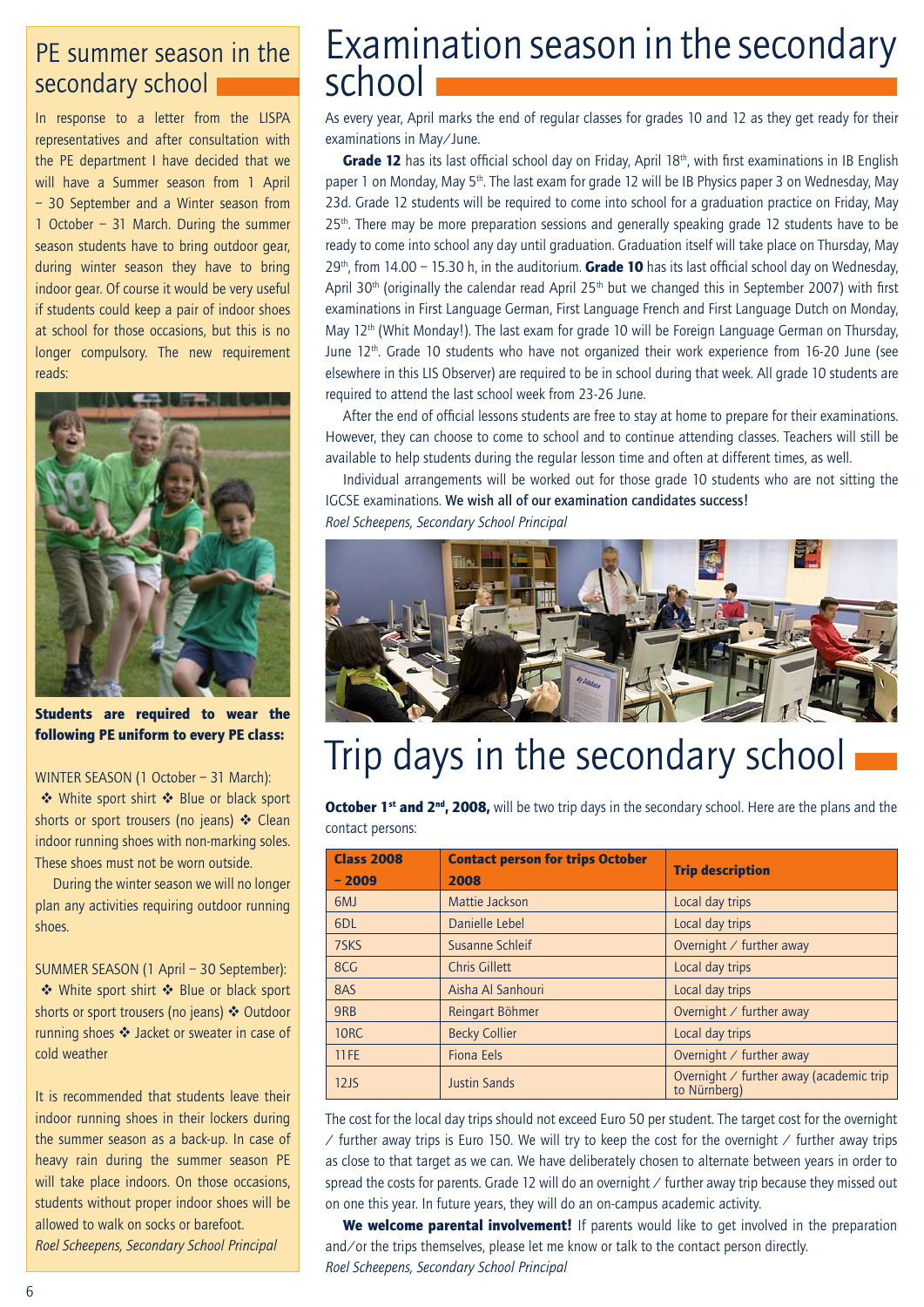## PE summer season in the secondary school

In response to a letter from the LISPA representatives and after consultation with the PE department I have decided that we will have a Summer season from 1 April – 30 September and a Winter season from 1 October – 31 March. During the summer season students have to bring outdoor gear, during winter season they have to bring indoor gear. Of course it would be very useful if students could keep a pair of indoor shoes at school for those occasions, but this is no longer compulsory. The new requirement reads:

**Students are required to wear the following PE uniform to every PE class:**

WINTER SEASON (1 October – 31 March):
❖ White sport shirt ❖ Blue or black sport shorts or sport trousers (no jeans) ❖ Clean indoor running shoes with non-marking soles. These shoes must not be worn outside.

During the winter season we will no longer plan any activities requiring outdoor running shoes.

SUMMER SEASON (1 April – 30 September):
❖ White sport shirt ❖ Blue or black sport shorts or sport trousers (no jeans) ❖ Outdoor running shoes ❖ Jacket or sweater in case of cold weather

It is recommended that students leave their indoor running shoes in their lockers during the summer season as a back-up. In case of heavy rain during the summer season PE will take place indoors. On those occasions, students without proper indoor shoes will be allowed to walk on socks or barefoot.

*Roel Scheepens, Secondary School Principal*

# Examination season in the secondary school

As every year, April marks the end of regular classes for grades 10 and 12 as they get ready for their examinations in May/June.

**Grade 12** has its last official school day on Friday, April 18th, with first examinations in IB English paper 1 on Monday, May 5th. The last exam for grade 12 will be IB Physics paper 3 on Wednesday, May 23d. Grade 12 students will be required to come into school for a graduation practice on Friday, May 25th. There may be more preparation sessions and generally speaking grade 12 students have to be ready to come into school any day until graduation. Graduation itself will take place on Thursday, May 29th, from 14.00 – 15.30 h, in the auditorium. **Grade 10** has its last official school day on Wednesday, April 30th (originally the calendar read April 25th but we changed this in September 2007) with first examinations in First Language German, First Language French and First Language Dutch on Monday, May 12th (Whit Monday!). The last exam for grade 10 will be Foreign Language German on Thursday, June 12th. Grade 10 students who have not organized their work experience from 16-20 June (see elsewhere in this LIS Observer) are required to be in school during that week. All grade 10 students are required to attend the last school week from 23-26 June.

After the end of official lessons students are free to stay at home to prepare for their examinations. However, they can choose to come to school and to continue attending classes. Teachers will still be available to help students during the regular lesson time and often at different times, as well.

Individual arrangements will be worked out for those grade 10 students who are not sitting the IGCSE examinations. **We wish all of our examination candidates success!**

*Roel Scheepens, Secondary School Principal*

# Trip days in the secondary school

**October 1st and 2nd, 2008,** will be two trip days in the secondary school. Here are the plans and the contact persons:

| Class 2008 – 2009 | Contact person for trips October 2008 | Trip description |
|---|---|---|
| 6MJ | Mattie Jackson | Local day trips |
| 6DL | Danielle Lebel | Local day trips |
| 7SKS | Susanne Schleif | Overnight / further away |
| 8CG | Chris Gillett | Local day trips |
| 8AS | Aisha Al Sanhouri | Local day trips |
| 9RB | Reingart Böhmer | Overnight / further away |
| 10RC | Becky Collier | Local day trips |
| 11FE | Fiona Eels | Overnight / further away |
| 12JS | Justin Sands | Overnight / further away (academic trip to Nürnberg) |

The cost for the local day trips should not exceed Euro 50 per student. The target cost for the overnight / further away trips is Euro 150. We will try to keep the cost for the overnight / further away trips as close to that target as we can. We have deliberately chosen to alternate between years in order to spread the costs for parents. Grade 12 will do an overnight / further away trip because they missed out on one this year. In future years, they will do an on-campus academic activity.

**We welcome parental involvement!** If parents would like to get involved in the preparation and/or the trips themselves, please let me know or talk to the contact person directly.

*Roel Scheepens, Secondary School Principal*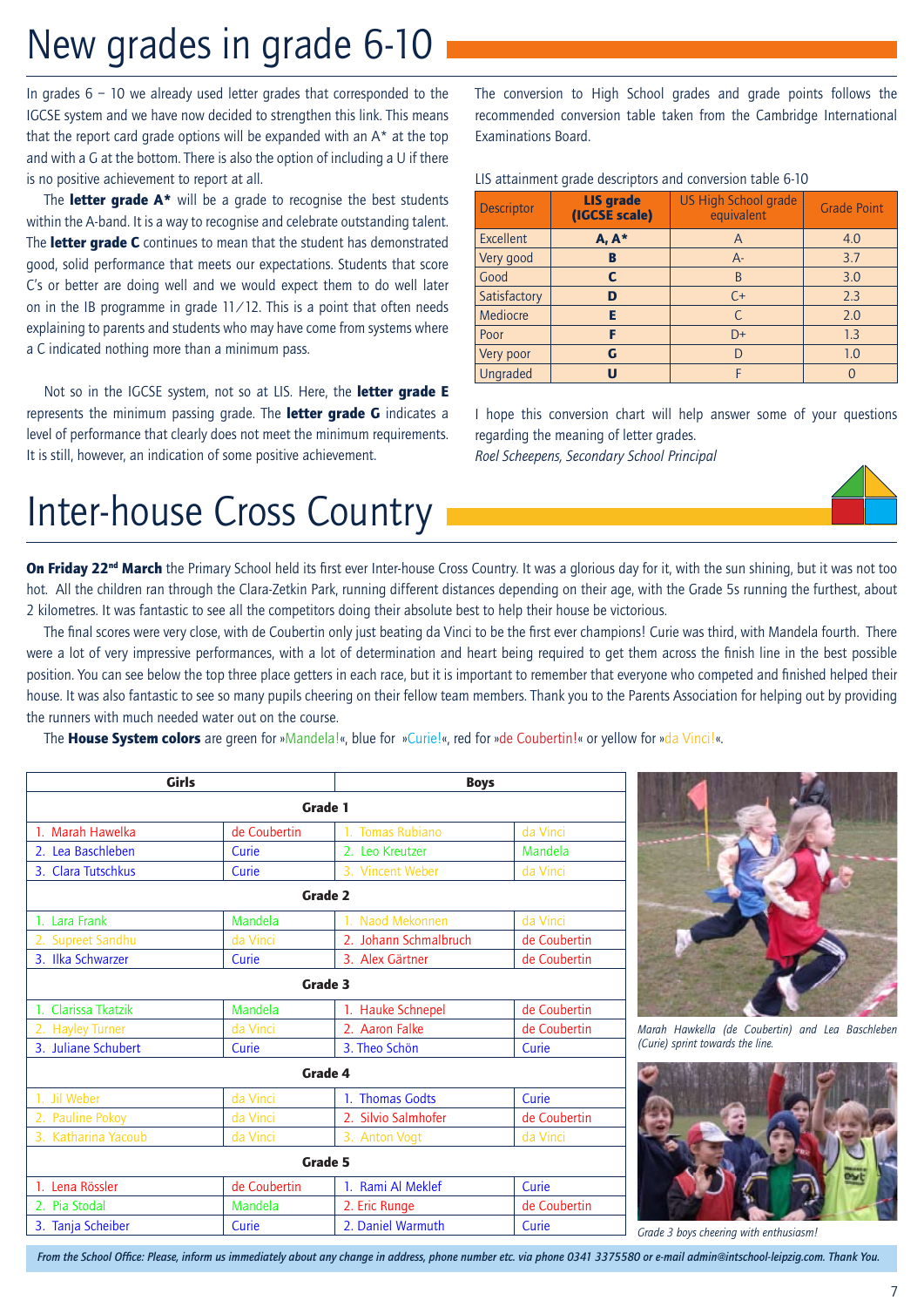# New grades in grade 6-10

In grades 6 – 10 we already used letter grades that corresponded to the IGCSE system and we have now decided to strengthen this link. This means that the report card grade options will be expanded with an A* at the top and with a G at the bottom. There is also the option of including a U if there is no positive achievement to report at all.

The **letter grade A*** will be a grade to recognise the best students within the A-band. It is a way to recognise and celebrate outstanding talent. The **letter grade C** continues to mean that the student has demonstrated good, solid performance that meets our expectations. Students that score C's or better are doing well and we would expect them to do well later on in the IB programme in grade 11/12. This is a point that often needs explaining to parents and students who may have come from systems where a C indicated nothing more than a minimum pass.

Not so in the IGCSE system, not so at LIS. Here, the **letter grade E** represents the minimum passing grade. The **letter grade G** indicates a level of performance that clearly does not meet the minimum requirements. It is still, however, an indication of some positive achievement.

The conversion to High School grades and grade points follows the recommended conversion table taken from the Cambridge International Examinations Board.

LIS attainment grade descriptors and conversion table 6-10

| Descriptor | LIS grade (IGCSE scale) | US High School grade equivalent | Grade Point |
|---|---|---|---|
| Excellent | **A, A*** | A | 4.0 |
| Very good | **B** | A- | 3.7 |
| Good | **C** | B | 3.0 |
| Satisfactory | **D** | C+ | 2.3 |
| Mediocre | **E** | C | 2.0 |
| Poor | **F** | D+ | 1.3 |
| Very poor | **G** | D | 1.0 |
| Ungraded | **U** | F | 0 |

I hope this conversion chart will help answer some of your questions regarding the meaning of letter grades.

*Roel Scheepens, Secondary School Principal*

# Inter-house Cross Country

**On Friday 22nd March** the Primary School held its first ever Inter-house Cross Country. It was a glorious day for it, with the sun shining, but it was not too hot. All the children ran through the Clara-Zetkin Park, running different distances depending on their age, with the Grade 5s running the furthest, about 2 kilometres. It was fantastic to see all the competitors doing their absolute best to help their house be victorious.

The final scores were very close, with de Coubertin only just beating da Vinci to be the first ever champions! Curie was third, with Mandela fourth. There were a lot of very impressive performances, with a lot of determination and heart being required to get them across the finish line in the best possible position. You can see below the top three place getters in each race, but it is important to remember that everyone who competed and finished helped their house. It was also fantastic to see so many pupils cheering on their fellow team members. Thank you to the Parents Association for helping out by providing the runners with much needed water out on the course.

The **House System colors** are green for »Mandela!«, blue for »Curie!«, red for »de Coubertin!« or yellow for »da Vinci!«.

| Girls | | Boys | |
|---|---|---|---|
| **Grade 1** | | | |
| 1. Marah Hawelka | de Coubertin | 1. Tomas Rubiano | da Vinci |
| 2. Lea Baschleben | Curie | 2. Leo Kreutzer | Mandela |
| 3. Clara Tutschkus | Curie | 3. Vincent Weber | da Vinci |
| **Grade 2** | | | |
| 1. Lara Frank | Mandela | 1. Naod Mekonnen | da Vinci |
| 2. Supreet Sandhu | da Vinci | 2. Johann Schmalbruch | de Coubertin |
| 3. Ilka Schwarzer | Curie | 3. Alex Gärtner | de Coubertin |
| **Grade 3** | | | |
| 1. Clarissa Tkatzik | Mandela | 1. Hauke Schnepel | de Coubertin |
| 2. Hayley Turner | da Vinci | 2. Aaron Falke | de Coubertin |
| 3. Juliane Schubert | Curie | 3. Theo Schön | Curie |
| **Grade 4** | | | |
| 1. Jil Weber | da Vinci | 1. Thomas Godts | Curie |
| 2. Pauline Pokoy | da Vinci | 2. Silvio Salmhofer | de Coubertin |
| 3. Katharina Yacoub | da Vinci | 3. Anton Vogt | da Vinci |
| **Grade 5** | | | |
| 1. Lena Rössler | de Coubertin | 1. Rami Al Meklef | Curie |
| 2. Pia Stodal | Mandela | 2. Eric Runge | de Coubertin |
| 3. Tanja Scheiber | Curie | 2. Daniel Warmuth | Curie |

*Marah Hawkella (de Coubertin) and Lea Baschleben (Curie) sprint towards the line.*

*Grade 3 boys cheering with enthusiasm!*

*From the School Office: Please, inform us immediately about any change in address, phone number etc. via phone 0341 3375580 or e-mail admin@intschool-leipzig.com. Thank You.*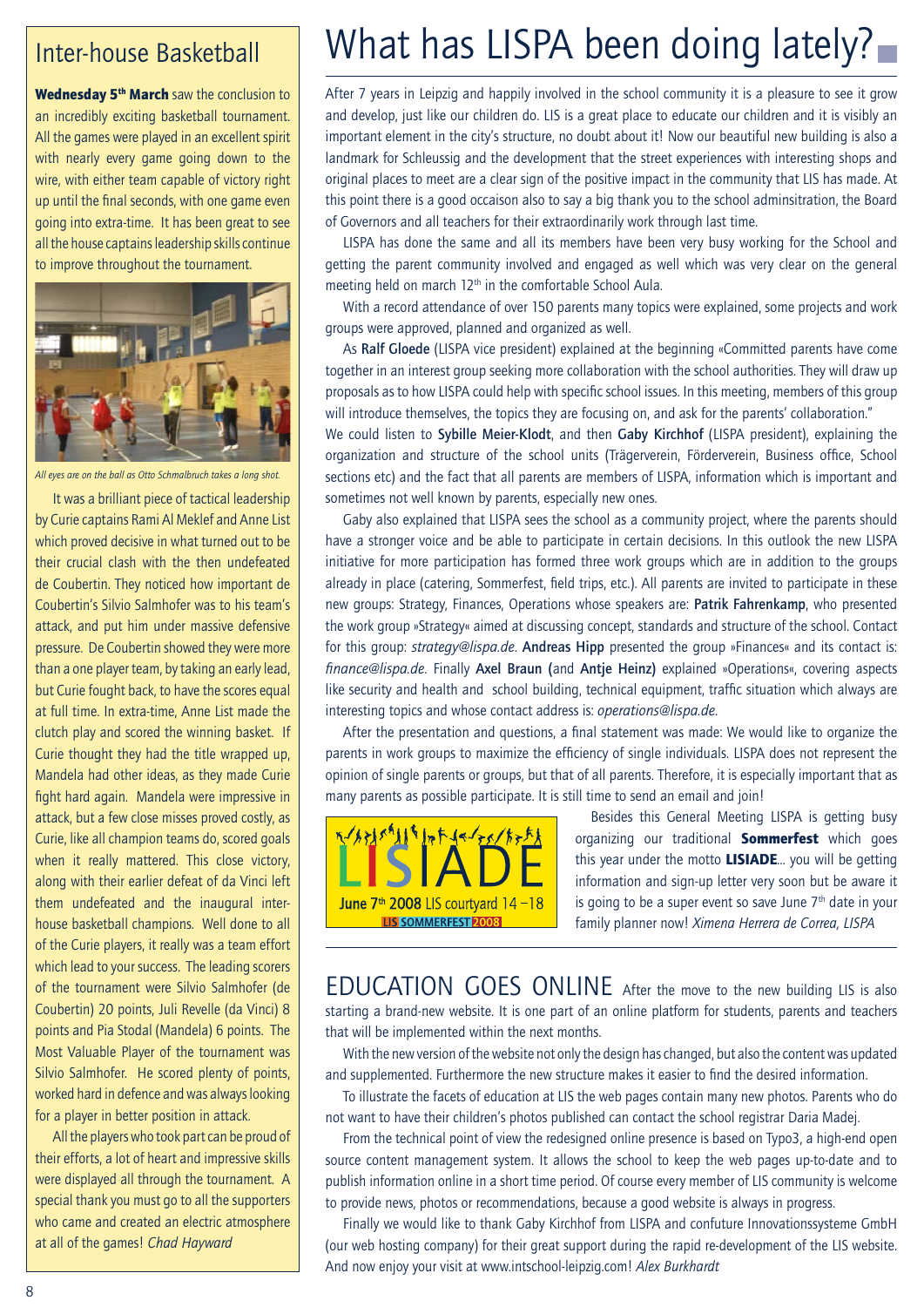## Inter-house Basketball

**Wednesday 5th March** saw the conclusion to an incredibly exciting basketball tournament. All the games were played in an excellent spirit with nearly every game going down to the wire, with either team capable of victory right up until the final seconds, with one game even going into extra-time. It has been great to see all the house captains leadership skills continue to improve throughout the tournament.

*All eyes are on the ball as Otto Schmalbruch takes a long shot.*

It was a brilliant piece of tactical leadership by Curie captains Rami Al Meklef and Anne List which proved decisive in what turned out to be their crucial clash with the then undefeated de Coubertin. They noticed how important de Coubertin's Silvio Salmhofer was to his team's attack, and put him under massive defensive pressure. De Coubertin showed they were more than a one player team, by taking an early lead, but Curie fought back, to have the scores equal at full time. In extra-time, Anne List made the clutch play and scored the winning basket. If Curie thought they had the title wrapped up, Mandela had other ideas, as they made Curie fight hard again. Mandela were impressive in attack, but a few close misses proved costly, as Curie, like all champion teams do, scored goals when it really mattered. This close victory, along with their earlier defeat of da Vinci left them undefeated and the inaugural inter-house basketball champions. Well done to all of the Curie players, it really was a team effort which lead to your success. The leading scorers of the tournament were Silvio Salmhofer (de Coubertin) 20 points, Juli Revelle (da Vinci) 8 points and Pia Stodal (Mandela) 6 points. The Most Valuable Player of the tournament was Silvio Salmhofer. He scored plenty of points, worked hard in defence and was always looking for a player in better position in attack.

All the players who took part can be proud of their efforts, a lot of heart and impressive skills were displayed all through the tournament. A special thank you must go to all the supporters who came and created an electric atmosphere at all of the games! *Chad Hayward*

# What has LISPA been doing lately?

After 7 years in Leipzig and happily involved in the school community it is a pleasure to see it grow and develop, just like our children do. LIS is a great place to educate our children and it is visibly an important element in the city's structure, no doubt about it! Now our beautiful new building is also a landmark for Schleussig and the development that the street experiences with interesting shops and original places to meet are a clear sign of the positive impact in the community that LIS has made. At this point there is a good occaison also to say a big thank you to the school adminsitration, the Board of Governors and all teachers for their extraordinarily work through last time.

LISPA has done the same and all its members have been very busy working for the School and getting the parent community involved and engaged as well which was very clear on the general meeting held on march 12th in the comfortable School Aula.

With a record attendance of over 150 parents many topics were explained, some projects and work groups were approved, planned and organized as well.

As **Ralf Gloede** (LISPA vice president) explained at the beginning «Committed parents have come together in an interest group seeking more collaboration with the school authorities. They will draw up proposals as to how LISPA could help with specific school issues. In this meeting, members of this group will introduce themselves, the topics they are focusing on, and ask for the parents' collaboration."

We could listen to **Sybille Meier-Klodt**, and then **Gaby Kirchhof** (LISPA president), explaining the organization and structure of the school units (Trägerverein, Förderverein, Business office, School sections etc) and the fact that all parents are members of LISPA, information which is important and sometimes not well known by parents, especially new ones.

Gaby also explained that LISPA sees the school as a community project, where the parents should have a stronger voice and be able to participate in certain decisions. In this outlook the new LISPA initiative for more participation has formed three work groups which are in addition to the groups already in place (catering, Sommerfest, field trips, etc.). All parents are invited to participate in these new groups: Strategy, Finances, Operations whose speakers are: **Patrik Fahrenkamp**, who presented the work group »Strategy« aimed at discussing concept, standards and structure of the school. Contact for this group: *strategy@lispa.de*. **Andreas Hipp** presented the group »Finances« and its contact is: *finance@lispa.de*. Finally **Axel Braun** (and **Antje Heinz)** explained »Operations«, covering aspects like security and health and school building, technical equipment, traffic situation which always are interesting topics and whose contact address is: *operations@lispa.de*.

After the presentation and questions, a final statement was made: We would like to organize the parents in work groups to maximize the efficiency of single individuals. LISPA does not represent the opinion of single parents or groups, but that of all parents. Therefore, it is especially important that as many parents as possible participate. It is still time to send an email and join!

LISIADE
June 7th 2008 LIS courtyard 14 –18
LIS SOMMERFEST 2008

Besides this General Meeting LISPA is getting busy organizing our traditional **Sommerfest** which goes this year under the motto **LISIADE**... you will be getting information and sign-up letter very soon but be aware it is going to be a super event so save June 7th date in your family planner now! *Ximena Herrera de Correa, LISPA*

## EDUCATION GOES ONLINE

After the move to the new building LIS is also starting a brand-new website. It is one part of an online platform for students, parents and teachers that will be implemented within the next months.

With the new version of the website not only the design has changed, but also the content was updated and supplemented. Furthermore the new structure makes it easier to find the desired information.

To illustrate the facets of education at LIS the web pages contain many new photos. Parents who do not want to have their children's photos published can contact the school registrar Daria Madej.

From the technical point of view the redesigned online presence is based on Typo3, a high-end open source content management system. It allows the school to keep the web pages up-to-date and to publish information online in a short time period. Of course every member of LIS community is welcome to provide news, photos or recommendations, because a good website is always in progress.

Finally we would like to thank Gaby Kirchhof from LISPA and confuture Innovationssysteme GmbH (our web hosting company) for their great support during the rapid re-development of the LIS website. And now enjoy your visit at www.intschool-leipzig.com! *Alex Burkhardt*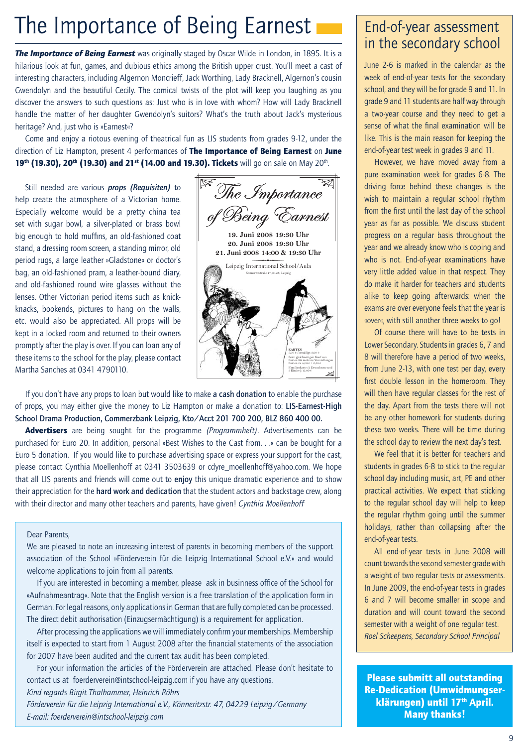# The Importance of Being Earnest

***The Importance of Being Earnest*** was originally staged by Oscar Wilde in London, in 1895. It is a hilarious look at fun, games, and dubious ethics among the British upper crust. You'll meet a cast of interesting characters, including Algernon Moncrieff, Jack Worthing, Lady Bracknell, Algernon's cousin Gwendolyn and the beautiful Cecily. The comical twists of the plot will keep you laughing as you discover the answers to such questions as: Just who is in love with whom? How will Lady Bracknell handle the matter of her daughter Gwendolyn's suitors? What's the truth about Jack's mysterious heritage? And, just who is »Earnest«?

Come and enjoy a riotous evening of theatrical fun as LIS students from grades 9-12, under the direction of Liz Hampton, present 4 performances of **The Importance of Being Earnest** on **June 19th (19.30), 20th (19.30) and 21st (14.00 and 19.30). Tickets** will go on sale on May 20th.

Still needed are various ***props (Requisiten)*** to help create the atmosphere of a Victorian home. Especially welcome would be a pretty china tea set with sugar bowl, a silver-plated or brass bowl big enough to hold muffins, an old-fashioned coat stand, a dressing room screen, a standing mirror, old period rugs, a large leather »Gladstone« or doctor's bag, an old-fashioned pram, a leather-bound diary, and old-fashioned round wire glasses without the lenses. Other Victorian period items such as knick-knacks, bookends, pictures to hang on the walls, etc. would also be appreciated. All props will be kept in a locked room and returned to their owners promptly after the play is over. If you can loan any of these items to the school for the play, please contact Martha Sanches at 0341 4790110.

*The Importance of Being Earnest*

19. Juni 2008 19:30 Uhr
20. Juni 2008 19:30 Uhr
21. Juni 2008 14:00 & 19:30 Uhr

Leipzig International School/Aula

If you don't have any props to loan but would like to make **a cash donation** to enable the purchase of props, you may either give the money to Liz Hampton or make a donation to: **LIS-Earnest-High School Drama Production, Commerzbank Leipzig, Kto/Acct 201 700 200, BLZ 860 400 00.**

**Advertisers** are being sought for the programme *(Programmheft)*. Advertisements can be purchased for Euro 20. In addition, personal »Best Wishes to the Cast from. . .« can be bought for a Euro 5 donation. If you would like to purchase advertising space or express your support for the cast, please contact Cynthia Moellenhoff at 0341 3503639 or cdyre_moellenhoff@yahoo.com. We hope that all LIS parents and friends will come out to **enjoy** this unique dramatic experience and to show their appreciation for the **hard work and dedication** that the student actors and backstage crew, along with their director and many other teachers and parents, have given! *Cynthia Moellenhoff*

---

Dear Parents,

We are pleased to note an increasing interest of parents in becoming members of the support association of the School »Förderverein für die Leipzig International School e.V.« and would welcome applications to join from all parents.

If you are interested in becoming a member, please ask in businness office of the School for »Aufnahmeantrag«. Note that the English version is a free translation of the application form in German. For legal reasons, only applications in German that are fully completed can be processed. The direct debit authorisation (Einzugsermächtigung) is a requirement for application.

After processing the applications we will immediately confirm your memberships. Membership itself is expected to start from 1 August 2008 after the financial statements of the association for 2007 have been audited and the current tax audit has been completed.

For your information the articles of the Förderverein are attached. Please don't hesitate to contact us at foerderverein@intschool-leipzig.com if you have any questions.

*Kind regards Birgit Thalhammer, Heinrich Röhrs*
*Förderverein für die Leipzig International e.V., Könneritzstr. 47, 04229 Leipzig/Germany*
*E-mail: foerderverein@intschool-leipzig.com*

---

## End-of-year assessment in the secondary school

June 2-6 is marked in the calendar as the week of end-of-year tests for the secondary school, and they will be for grade 9 and 11. In grade 9 and 11 students are half way through a two-year course and they need to get a sense of what the final examination will be like. This is the main reason for keeping the end-of-year test week in grades 9 and 11.

However, we have moved away from a pure examination week for grades 6-8. The driving force behind these changes is the wish to maintain a regular school rhythm from the first until the last day of the school year as far as possible. We discuss student progress on a regular basis throughout the year and we already know who is coping and who is not. End-of-year examinations have very little added value in that respect. They do make it harder for teachers and students alike to keep going afterwards: when the exams are over everyone feels that the year is »over«, with still another three weeks to go!

Of course there will have to be tests in Lower Secondary. Students in grades 6, 7 and 8 will therefore have a period of two weeks, from June 2-13, with one test per day, every first double lesson in the homeroom. They will then have regular classes for the rest of the day. Apart from the tests there will not be any other homework for students during these two weeks. There will be time during the school day to review the next day's test.

We feel that it is better for teachers and students in grades 6-8 to stick to the regular school day including music, art, PE and other practical activities. We expect that sticking to the regular school day will help to keep the regular rhythm going until the summer holidays, rather than collapsing after the end-of-year tests.

All end-of-year tests in June 2008 will count towards the second semester grade with a weight of two regular tests or assessments. In June 2009, the end-of-year tests in grades 6 and 7 will become smaller in scope and duration and will count toward the second semester with a weight of one regular test.

*Roel Scheepens, Secondary School Principal*

---

**Please submitt all outstanding Re-Dedication (Umwidmungserklärungen) until 17th April. Many thanks!**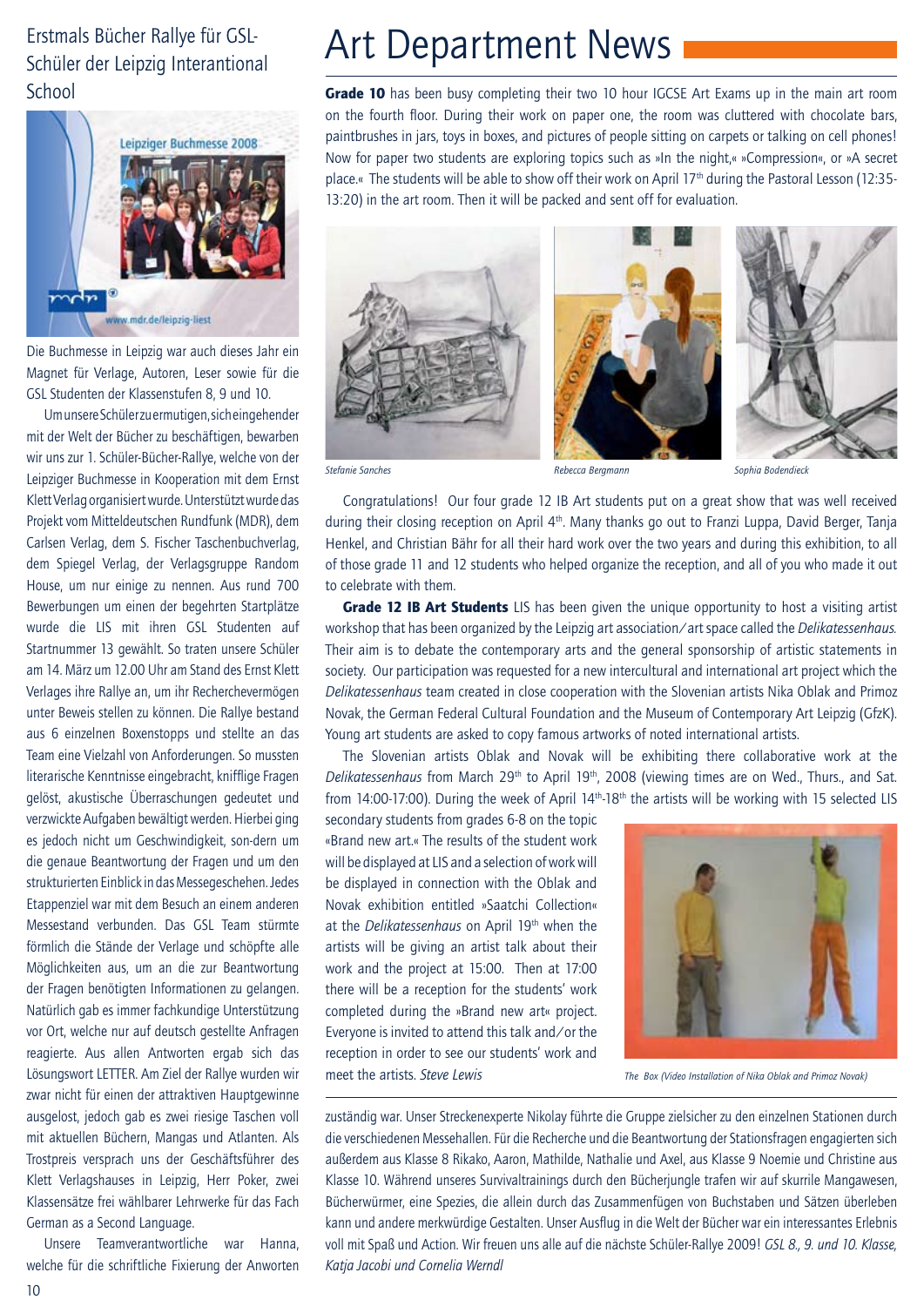## Erstmals Bücher Rallye für GSL-Schüler der Leipzig Interantional School

Die Buchmesse in Leipzig war auch dieses Jahr ein Magnet für Verlage, Autoren, Leser sowie für die GSL Studenten der Klassenstufen 8, 9 und 10.

Um unsere Schüler zu ermutigen, sich eingehender mit der Welt der Bücher zu beschäftigen, bewarben wir uns zur 1. Schüler-Bücher-Rallye, welche von der Leipziger Buchmesse in Kooperation mit dem Ernst Klett Verlag organisiert wurde. Unterstützt wurde das Projekt vom Mitteldeutschen Rundfunk (MDR), dem Carlsen Verlag, dem S. Fischer Taschenbuchverlag, dem Spiegel Verlag, der Verlagsgruppe Random House, um nur einige zu nennen. Aus rund 700 Bewerbungen um einen der begehrten Startplätze wurde die LIS mit ihren GSL Studenten auf Startnummer 13 gewählt. So traten unsere Schüler am 14. März um 12.00 Uhr am Stand des Ernst Klett Verlages ihre Rallye an, um ihr Recherchevermögen unter Beweis stellen zu können. Die Rallye bestand aus 6 einzelnen Boxenstopps und stellte an das Team eine Vielzahl von Anforderungen. So mussten literarische Kenntnisse eingebracht, knifflige Fragen gelöst, akustische Überraschungen gedeutet und verzwickte Aufgaben bewältigt werden. Hierbei ging es jedoch nicht um Geschwindigkeit, son-dern um die genaue Beantwortung der Fragen und um den strukturierten Einblick in das Messegeschehen. Jedes Etappenziel war mit dem Besuch an einem anderen Messestand verbunden. Das GSL Team stürmte förmlich die Stände der Verlage und schöpfte alle Möglichkeiten aus, um an die zur Beantwortung der Fragen benötigten Informationen zu gelangen. Natürlich gab es immer fachkundige Unterstützung vor Ort, welche nur auf deutsch gestellte Anfragen reagierte. Aus allen Antworten ergab sich das Lösungswort LETTER. Am Ziel der Rallye wurden wir zwar nicht für einen der attraktiven Hauptgewinne ausgelost, jedoch gab es zwei riesige Taschen voll mit aktuellen Büchern, Mangas und Atlanten. Als Trostpreis versprach uns der Geschäftsführer des Klett Verlagshauses in Leipzig, Herr Poker, zwei Klassensätze frei wählbarer Lehrwerke für das Fach German as a Second Language.

Unsere Teamverantwortliche war Hanna, welche für die schriftliche Fixierung der Antworten zuständig war. Unser Streckenexperte Nikolay führte die Gruppe zielsicher zu den einzelnen Stationen durch die verschiedenen Messehallen. Für die Recherche und die Beantwortung der Stationsfragen engagierten sich außerdem aus Klasse 8 Rikako, Aaron, Mathilde, Nathalie und Axel, aus Klasse 9 Noemie und Christine aus Klasse 10. Während unseres Survivaltrainings durch den Bücherjungle trafen wir auf skurrile Mangawesen, Bücherwürmer, eine Spezies, die allein durch das Zusammenfügen von Buchstaben und Sätzen überleben kann und andere merkwürdige Gestalten. Unser Ausflug in die Welt der Bücher war ein interessantes Erlebnis voll mit Spaß und Action. Wir freuen uns alle auf die nächste Schüler-Rallye 2009! *GSL 8., 9. und 10. Klasse, Katja Jacobi und Cornelia Werndl*

# Art Department News

**Grade 10** has been busy completing their two 10 hour IGCSE Art Exams up in the main art room on the fourth floor. During their work on paper one, the room was cluttered with chocolate bars, paintbrushes in jars, toys in boxes, and pictures of people sitting on carpets or talking on cell phones! Now for paper two students are exploring topics such as »In the night,« »Compression«, or »A secret place.« The students will be able to show off their work on April 17th during the Pastoral Lesson (12:35-13:20) in the art room. Then it will be packed and sent off for evaluation.

*Stefanie Sanches*

*Rebecca Bergmann*

*Sophia Bodendieck*

Congratulations! Our four grade 12 IB Art students put on a great show that was well received during their closing reception on April 4th. Many thanks go out to Franzi Luppa, David Berger, Tanja Henkel, and Christian Bähr for all their hard work over the two years and during this exhibition, to all of those grade 11 and 12 students who helped organize the reception, and all of you who made it out to celebrate with them.

**Grade 12 IB Art Students** LIS has been given the unique opportunity to host a visiting artist workshop that has been organized by the Leipzig art association/art space called the *Delikatessenhaus*. Their aim is to debate the contemporary arts and the general sponsorship of artistic statements in society. Our participation was requested for a new intercultural and international art project which the *Delikatessenhaus* team created in close cooperation with the Slovenian artists Nika Oblak and Primoz Novak, the German Federal Cultural Foundation and the Museum of Contemporary Art Leipzig (GfzK). Young art students are asked to copy famous artworks of noted international artists.

The Slovenian artists Oblak and Novak will be exhibiting there collaborative work at the *Delikatessenhaus* from March 29th to April 19th, 2008 (viewing times are on Wed., Thurs., and Sat. from 14:00-17:00). During the week of April 14th-18th the artists will be working with 15 selected LIS secondary students from grades 6-8 on the topic «Brand new art.« The results of the student work will be displayed at LIS and a selection of work will be displayed in connection with the Oblak and Novak exhibition entitled »Saatchi Collection« at the *Delikatessenhaus* on April 19th when the artists will be giving an artist talk about their work and the project at 15:00. Then at 17:00 there will be a reception for the students' work completed during the »Brand new art« project. Everyone is invited to attend this talk and/or the reception in order to see our students' work and meet the artists. *Steve Lewis*

*The Box (Video Installation of Nika Oblak and Primoz Novak)*